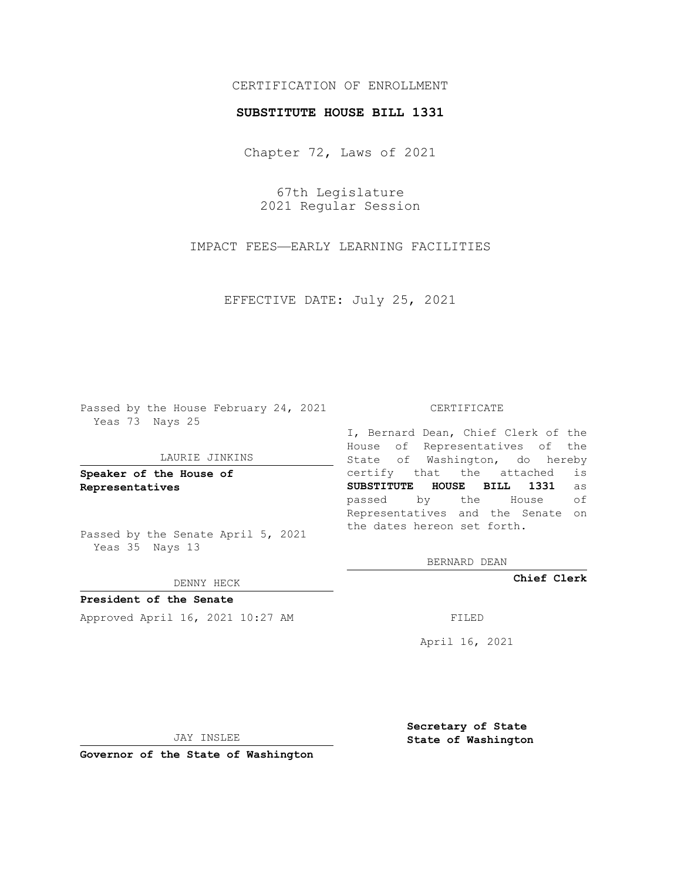CERTIFICATION OF ENROLLMENT

**SUBSTITUTE HOUSE BILL 1331**

Chapter 72, Laws of 2021

67th Legislature
2021 Regular Session

IMPACT FEES—EARLY LEARNING FACILITIES

EFFECTIVE DATE: July 25, 2021

Passed by the House February 24, 2021
Yeas 73 Nays 25

LAURIE JINKINS

**Speaker of the House of Representatives**

Passed by the Senate April 5, 2021
Yeas 35 Nays 13

DENNY HECK

**President of the Senate**

Approved April 16, 2021 10:27 AM

JAY INSLEE

**Governor of the State of Washington**

CERTIFICATE

I, Bernard Dean, Chief Clerk of the House of Representatives of the State of Washington, do hereby certify that the attached is **SUBSTITUTE HOUSE BILL 1331** as passed by the House of Representatives and the Senate on the dates hereon set forth.

BERNARD DEAN

**Chief Clerk**

FILED

April 16, 2021

**Secretary of State**
**State of Washington**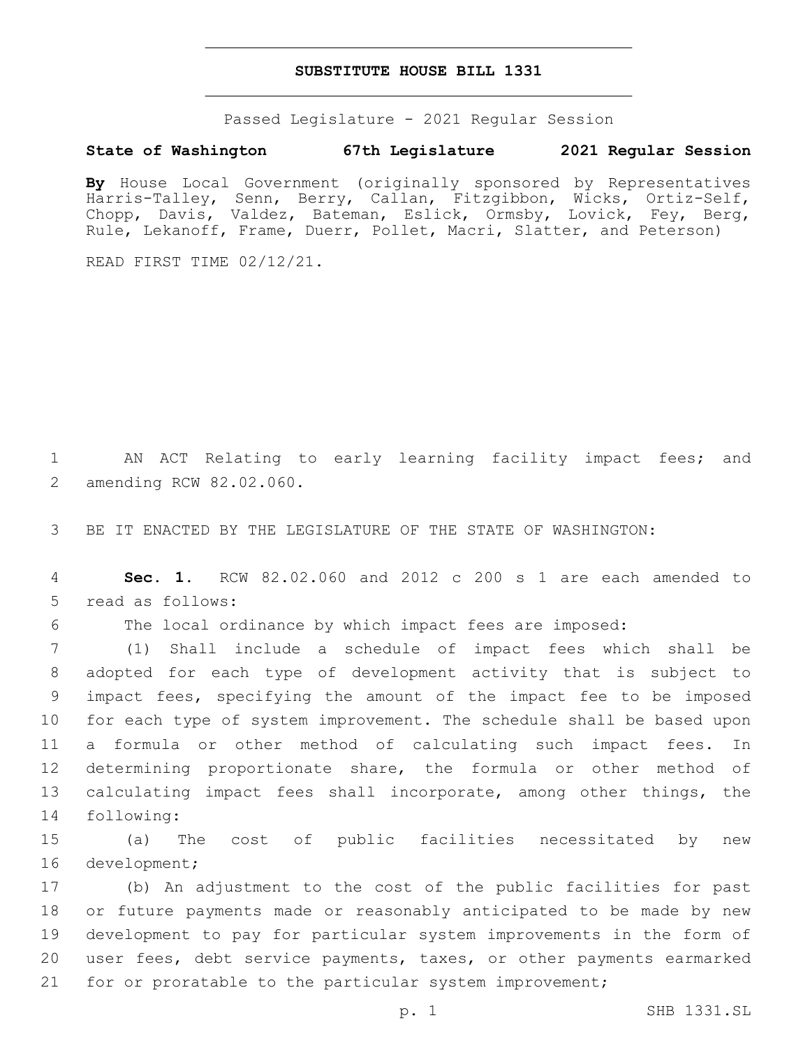# SUBSTITUTE HOUSE BILL 1331

Passed Legislature - 2021 Regular Session

**State of Washington 67th Legislature 2021 Regular Session**

**By** House Local Government (originally sponsored by Representatives Harris-Talley, Senn, Berry, Callan, Fitzgibbon, Wicks, Ortiz-Self, Chopp, Davis, Valdez, Bateman, Eslick, Ormsby, Lovick, Fey, Berg, Rule, Lekanoff, Frame, Duerr, Pollet, Macri, Slatter, and Peterson)

READ FIRST TIME 02/12/21.

1 AN ACT Relating to early learning facility impact fees; and 2 amending RCW 82.02.060.

3 BE IT ENACTED BY THE LEGISLATURE OF THE STATE OF WASHINGTON:

4 **Sec. 1.** RCW 82.02.060 and 2012 c 200 s 1 are each amended to 5 read as follows:

6 The local ordinance by which impact fees are imposed:

7 (1) Shall include a schedule of impact fees which shall be 8 adopted for each type of development activity that is subject to 9 impact fees, specifying the amount of the impact fee to be imposed 10 for each type of system improvement. The schedule shall be based upon 11 a formula or other method of calculating such impact fees. In 12 determining proportionate share, the formula or other method of 13 calculating impact fees shall incorporate, among other things, the 14 following:

15 (a) The cost of public facilities necessitated by new 16 development;

17 (b) An adjustment to the cost of the public facilities for past 18 or future payments made or reasonably anticipated to be made by new 19 development to pay for particular system improvements in the form of 20 user fees, debt service payments, taxes, or other payments earmarked 21 for or proratable to the particular system improvement;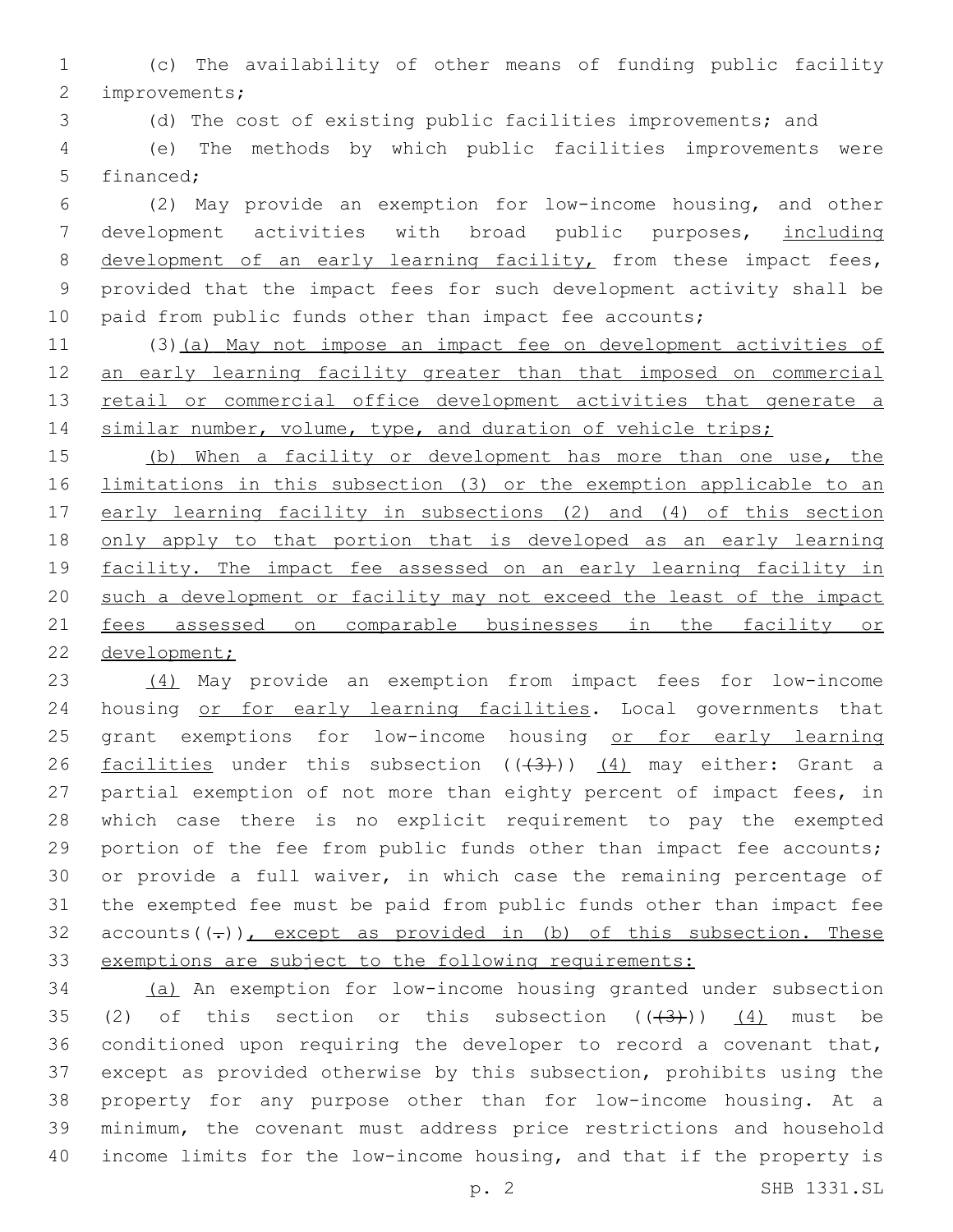(c) The availability of other means of funding public facility improvements;

(d) The cost of existing public facilities improvements; and

(e) The methods by which public facilities improvements were financed;

(2) May provide an exemption for low-income housing, and other development activities with broad public purposes, <u>including development of an early learning facility,</u> from these impact fees, provided that the impact fees for such development activity shall be paid from public funds other than impact fee accounts;

(3)<u>(a) May not impose an impact fee on development activities of an early learning facility greater than that imposed on commercial retail or commercial office development activities that generate a similar number, volume, type, and duration of vehicle trips;</u>

<u>(b) When a facility or development has more than one use, the limitations in this subsection (3) or the exemption applicable to an early learning facility in subsections (2) and (4) of this section only apply to that portion that is developed as an early learning facility. The impact fee assessed on an early learning facility in such a development or facility may not exceed the least of the impact fees assessed on comparable businesses in the facility or development;</u>

<u>(4)</u> May provide an exemption from impact fees for low-income housing <u>or for early learning facilities</u>. Local governments that grant exemptions for low-income housing <u>or for early learning facilities</u> under this subsection ((~~(3)~~)) <u>(4)</u> may either: Grant a partial exemption of not more than eighty percent of impact fees, in which case there is no explicit requirement to pay the exempted portion of the fee from public funds other than impact fee accounts; or provide a full waiver, in which case the remaining percentage of the exempted fee must be paid from public funds other than impact fee accounts((~~.~~))<u>, except as provided in (b) of this subsection. These exemptions are subject to the following requirements:</u>

<u>(a)</u> An exemption for low-income housing granted under subsection (2) of this section or this subsection ((~~(3)~~)) <u>(4)</u> must be conditioned upon requiring the developer to record a covenant that, except as provided otherwise by this subsection, prohibits using the property for any purpose other than for low-income housing. At a minimum, the covenant must address price restrictions and household income limits for the low-income housing, and that if the property is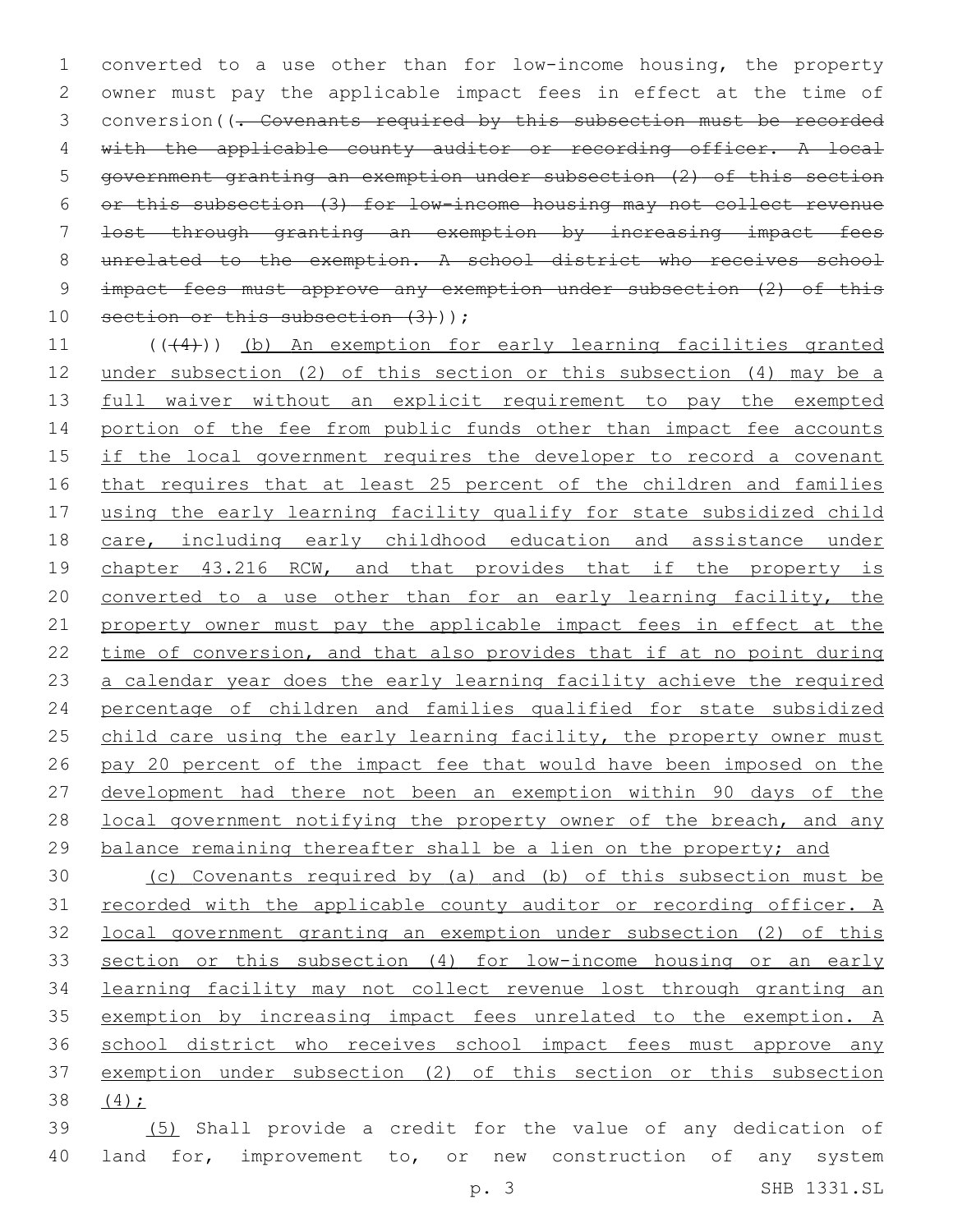converted to a use other than for low-income housing, the property owner must pay the applicable impact fees in effect at the time of conversion((~~. Covenants required by this subsection must be recorded with the applicable county auditor or recording officer. A local government granting an exemption under subsection (2) of this section or this subsection (3) for low-income housing may not collect revenue lost through granting an exemption by increasing impact fees unrelated to the exemption. A school district who receives school impact fees must approve any exemption under subsection (2) of this section or this subsection (3)~~));

((~~(4)~~)) <u>(b) An exemption for early learning facilities granted under subsection (2) of this section or this subsection (4) may be a full waiver without an explicit requirement to pay the exempted portion of the fee from public funds other than impact fee accounts if the local government requires the developer to record a covenant that requires that at least 25 percent of the children and families using the early learning facility qualify for state subsidized child care, including early childhood education and assistance under chapter 43.216 RCW, and that provides that if the property is converted to a use other than for an early learning facility, the property owner must pay the applicable impact fees in effect at the time of conversion, and that also provides that if at no point during a calendar year does the early learning facility achieve the required percentage of children and families qualified for state subsidized child care using the early learning facility, the property owner must pay 20 percent of the impact fee that would have been imposed on the development had there not been an exemption within 90 days of the local government notifying the property owner of the breach, and any balance remaining thereafter shall be a lien on the property; and</u>

<u>(c) Covenants required by (a) and (b) of this subsection must be recorded with the applicable county auditor or recording officer. A local government granting an exemption under subsection (2) of this section or this subsection (4) for low-income housing or an early learning facility may not collect revenue lost through granting an exemption by increasing impact fees unrelated to the exemption. A school district who receives school impact fees must approve any exemption under subsection (2) of this section or this subsection (4);</u>

<u>(5)</u> Shall provide a credit for the value of any dedication of land for, improvement to, or new construction of any system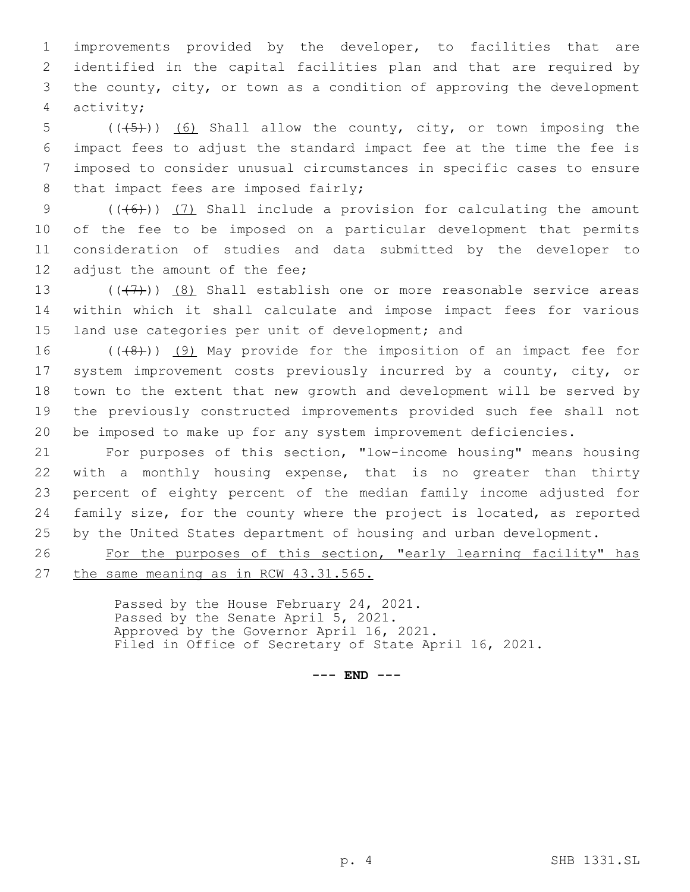improvements provided by the developer, to facilities that are identified in the capital facilities plan and that are required by the county, city, or town as a condition of approving the development activity;

((~~(5)~~)) <u>(6)</u> Shall allow the county, city, or town imposing the impact fees to adjust the standard impact fee at the time the fee is imposed to consider unusual circumstances in specific cases to ensure that impact fees are imposed fairly;

((~~(6)~~)) <u>(7)</u> Shall include a provision for calculating the amount of the fee to be imposed on a particular development that permits consideration of studies and data submitted by the developer to adjust the amount of the fee;

((~~(7)~~)) <u>(8)</u> Shall establish one or more reasonable service areas within which it shall calculate and impose impact fees for various land use categories per unit of development; and

((~~(8)~~)) <u>(9)</u> May provide for the imposition of an impact fee for system improvement costs previously incurred by a county, city, or town to the extent that new growth and development will be served by the previously constructed improvements provided such fee shall not be imposed to make up for any system improvement deficiencies.

For purposes of this section, "low-income housing" means housing with a monthly housing expense, that is no greater than thirty percent of eighty percent of the median family income adjusted for family size, for the county where the project is located, as reported by the United States department of housing and urban development.

<u>For the purposes of this section, "early learning facility" has the same meaning as in RCW 43.31.565.</u>

Passed by the House February 24, 2021.
Passed by the Senate April 5, 2021.
Approved by the Governor April 16, 2021.
Filed in Office of Secretary of State April 16, 2021.

--- END ---